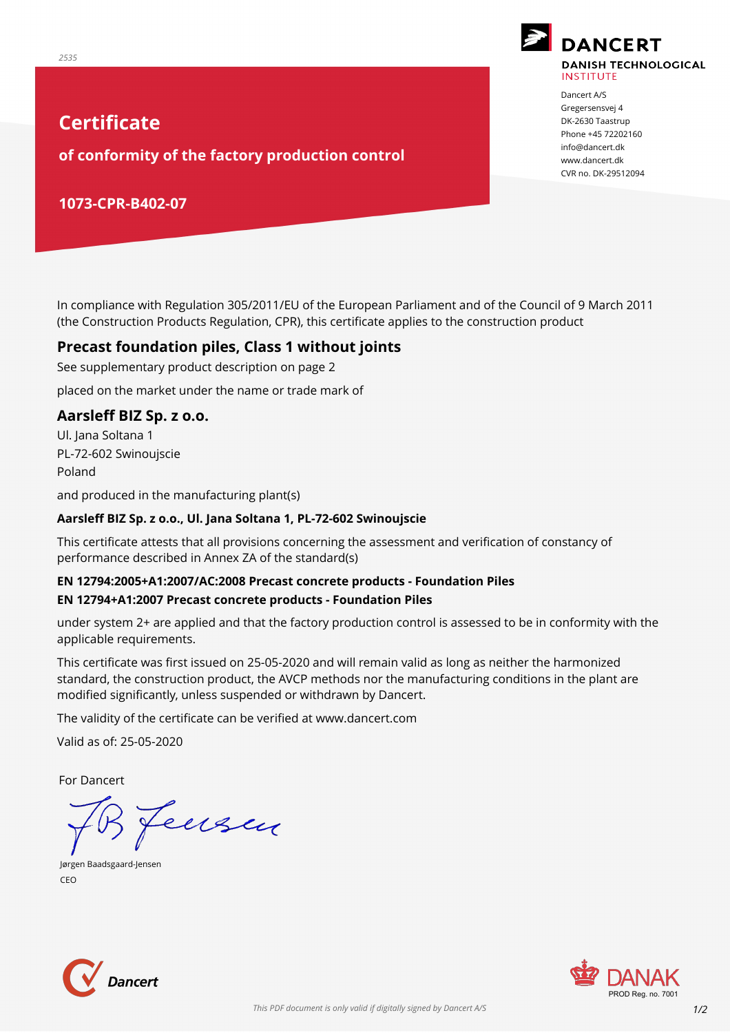2535

# Certificate

## of conformity of the factory production control

## 1073-CPR-B402-07

**DANCERT**
**DANISH TECHNOLOGICAL INSTITUTE**

Dancert A/S
Gregersensvej 4
DK-2630 Taastrup
Phone +45 72202160
info@dancert.dk
www.dancert.dk
CVR no. DK-29512094

In compliance with Regulation 305/2011/EU of the European Parliament and of the Council of 9 March 2011 (the Construction Products Regulation, CPR), this certificate applies to the construction product

### Precast foundation piles, Class 1 without joints

See supplementary product description on page 2

placed on the market under the name or trade mark of

### Aarsleff BIZ Sp. z o.o.

Ul. Jana Soltana 1
PL-72-602 Swinoujscie
Poland

and produced in the manufacturing plant(s)

**Aarsleff BIZ Sp. z o.o., Ul. Jana Soltana 1, PL-72-602 Swinoujscie**

This certificate attests that all provisions concerning the assessment and verification of constancy of performance described in Annex ZA of the standard(s)

**EN 12794:2005+A1:2007/AC:2008 Precast concrete products - Foundation Piles**
**EN 12794+A1:2007 Precast concrete products - Foundation Piles**

under system 2+ are applied and that the factory production control is assessed to be in conformity with the applicable requirements.

This certificate was first issued on 25-05-2020 and will remain valid as long as neither the harmonized standard, the construction product, the AVCP methods nor the manufacturing conditions in the plant are modified significantly, unless suspended or withdrawn by Dancert.

The validity of the certificate can be verified at www.dancert.com

Valid as of: 25-05-2020

For Dancert

Jørgen Baadsgaard-Jensen
CEO

Dancert

DANAK
PROD Reg. no. 7001

*This PDF document is only valid if digitally signed by Dancert A/S*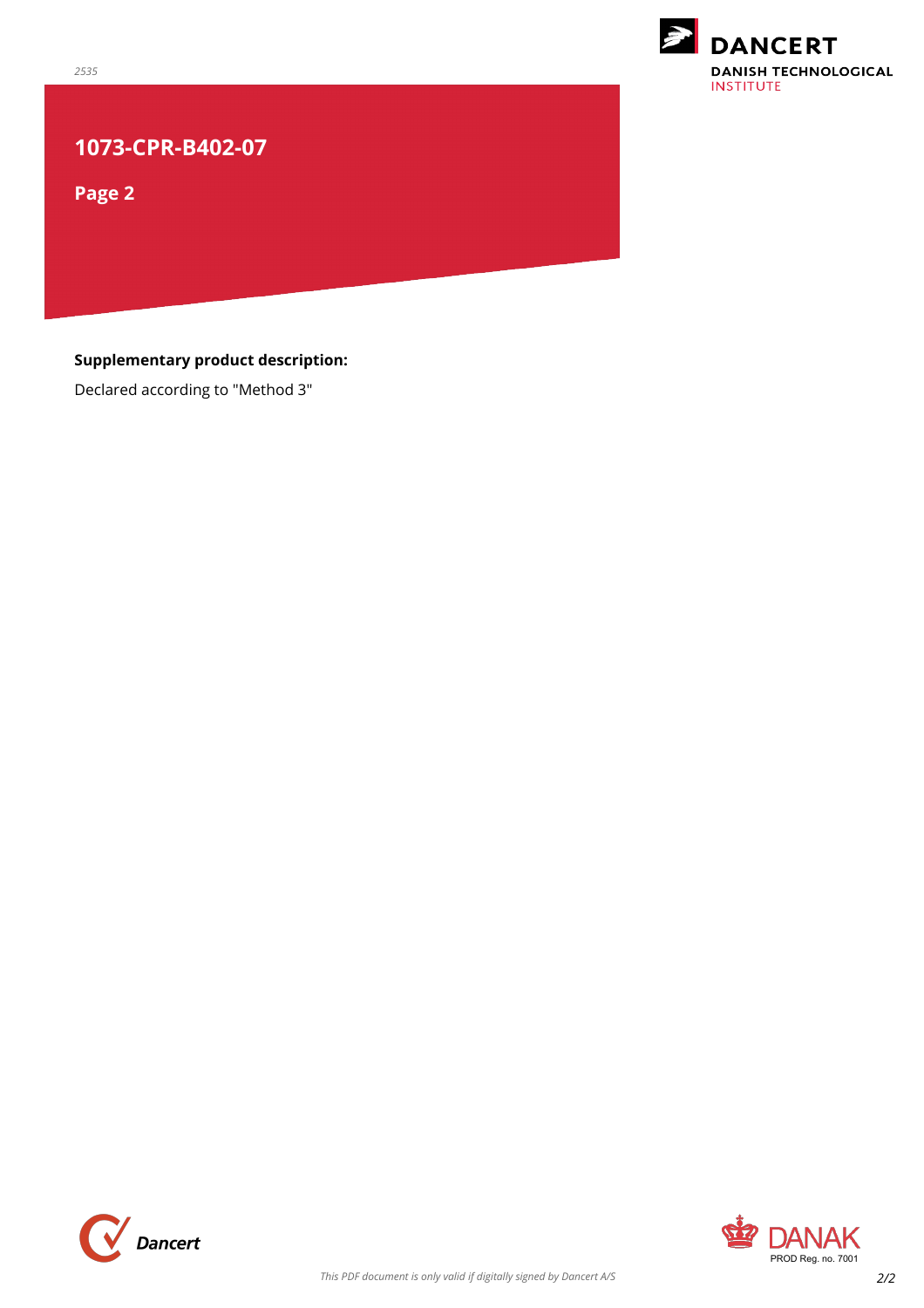# 1073-CPR-B402-07

**Page 2**

**Supplementary product description:**

Declared according to "Method 3"

*This PDF document is only valid if digitally signed by Dancert A/S*